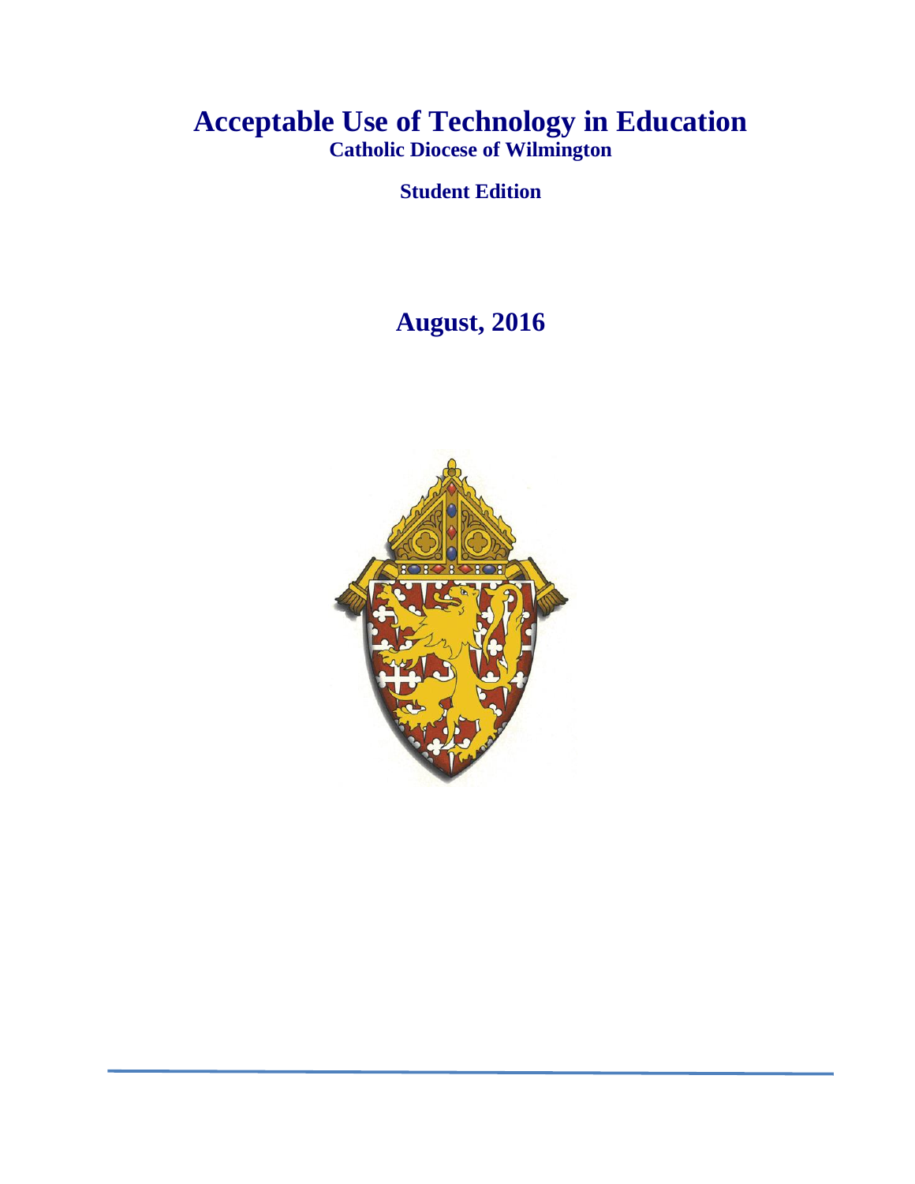# Acceptable Use of Technology in Education

**Catholic Diocese of Wilmington**

**Student Edition**

## August, 2016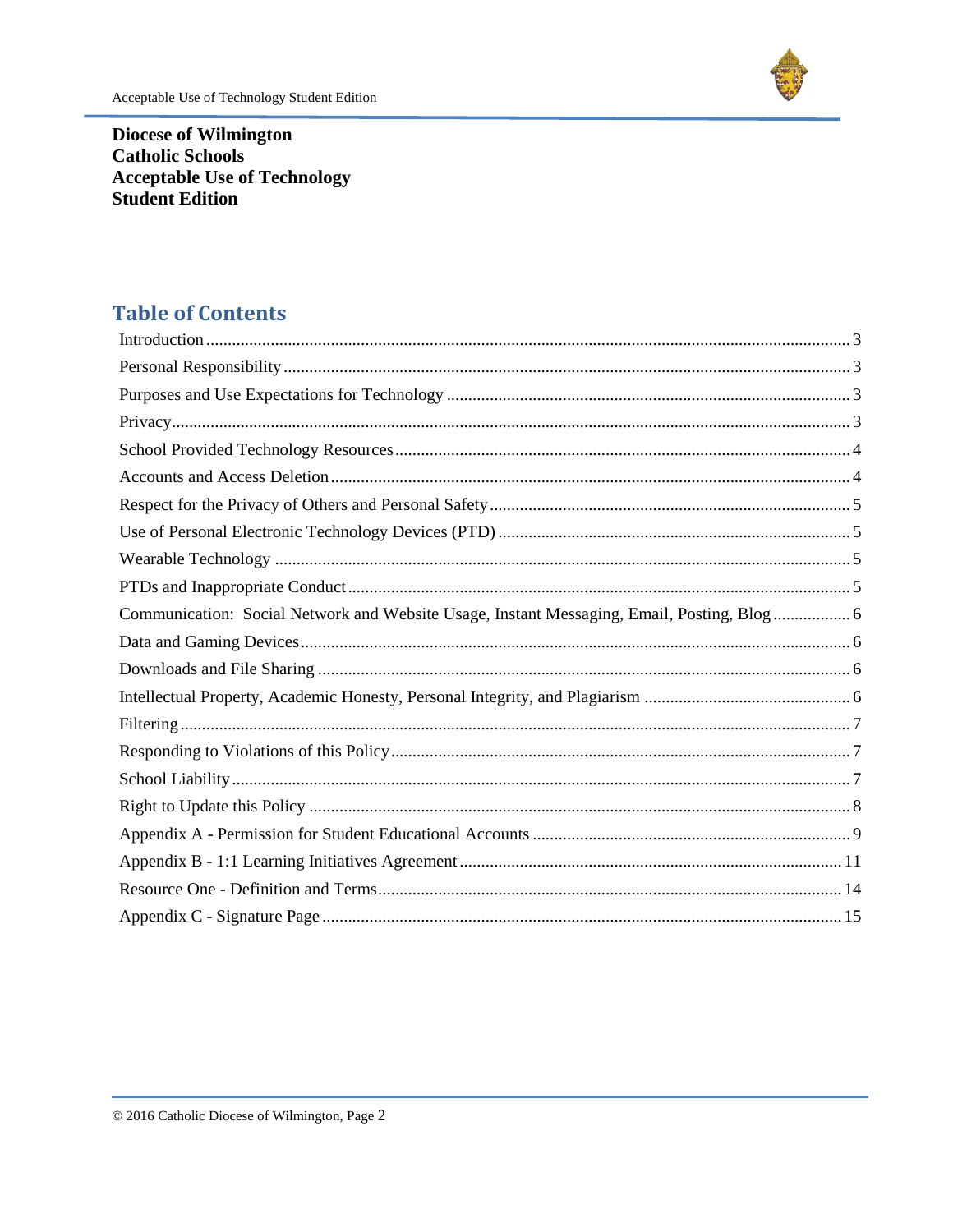**Diocese of Wilmington**
**Catholic Schools**
**Acceptable Use of Technology**
**Student Edition**

## Table of Contents

| Section | Page |
|---|---|
| Introduction | 3 |
| Personal Responsibility | 3 |
| Purposes and Use Expectations for Technology | 3 |
| Privacy | 3 |
| School Provided Technology Resources | 4 |
| Accounts and Access Deletion | 4 |
| Respect for the Privacy of Others and Personal Safety | 5 |
| Use of Personal Electronic Technology Devices (PTD) | 5 |
| Wearable Technology | 5 |
| PTDs and Inappropriate Conduct | 5 |
| Communication: Social Network and Website Usage, Instant Messaging, Email, Posting, Blog | 6 |
| Data and Gaming Devices | 6 |
| Downloads and File Sharing | 6 |
| Intellectual Property, Academic Honesty, Personal Integrity, and Plagiarism | 6 |
| Filtering | 7 |
| Responding to Violations of this Policy | 7 |
| School Liability | 7 |
| Right to Update this Policy | 8 |
| Appendix A - Permission for Student Educational Accounts | 9 |
| Appendix B - 1:1 Learning Initiatives Agreement | 11 |
| Resource One - Definition and Terms | 14 |
| Appendix C - Signature Page | 15 |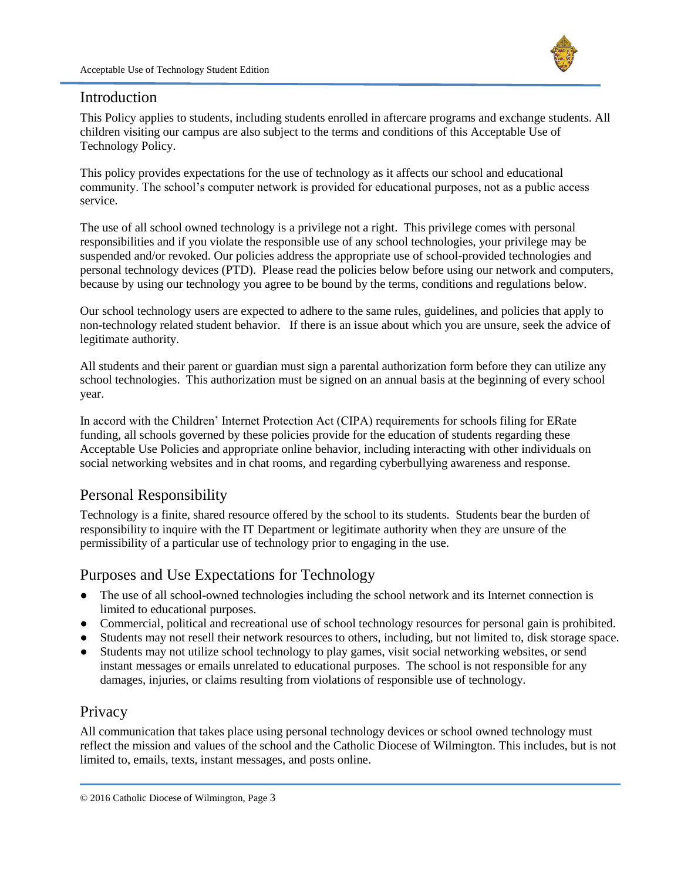## Introduction

This Policy applies to students, including students enrolled in aftercare programs and exchange students. All children visiting our campus are also subject to the terms and conditions of this Acceptable Use of Technology Policy.

This policy provides expectations for the use of technology as it affects our school and educational community. The school's computer network is provided for educational purposes, not as a public access service.

The use of all school owned technology is a privilege not a right. This privilege comes with personal responsibilities and if you violate the responsible use of any school technologies, your privilege may be suspended and/or revoked. Our policies address the appropriate use of school-provided technologies and personal technology devices (PTD). Please read the policies below before using our network and computers, because by using our technology you agree to be bound by the terms, conditions and regulations below.

Our school technology users are expected to adhere to the same rules, guidelines, and policies that apply to non-technology related student behavior. If there is an issue about which you are unsure, seek the advice of legitimate authority.

All students and their parent or guardian must sign a parental authorization form before they can utilize any school technologies. This authorization must be signed on an annual basis at the beginning of every school year.

In accord with the Children' Internet Protection Act (CIPA) requirements for schools filing for ERate funding, all schools governed by these policies provide for the education of students regarding these Acceptable Use Policies and appropriate online behavior, including interacting with other individuals on social networking websites and in chat rooms, and regarding cyberbullying awareness and response.

## Personal Responsibility

Technology is a finite, shared resource offered by the school to its students. Students bear the burden of responsibility to inquire with the IT Department or legitimate authority when they are unsure of the permissibility of a particular use of technology prior to engaging in the use.

## Purposes and Use Expectations for Technology

- The use of all school-owned technologies including the school network and its Internet connection is limited to educational purposes.
- Commercial, political and recreational use of school technology resources for personal gain is prohibited.
- Students may not resell their network resources to others, including, but not limited to, disk storage space.
- Students may not utilize school technology to play games, visit social networking websites, or send instant messages or emails unrelated to educational purposes. The school is not responsible for any damages, injuries, or claims resulting from violations of responsible use of technology.

## Privacy

All communication that takes place using personal technology devices or school owned technology must reflect the mission and values of the school and the Catholic Diocese of Wilmington. This includes, but is not limited to, emails, texts, instant messages, and posts online.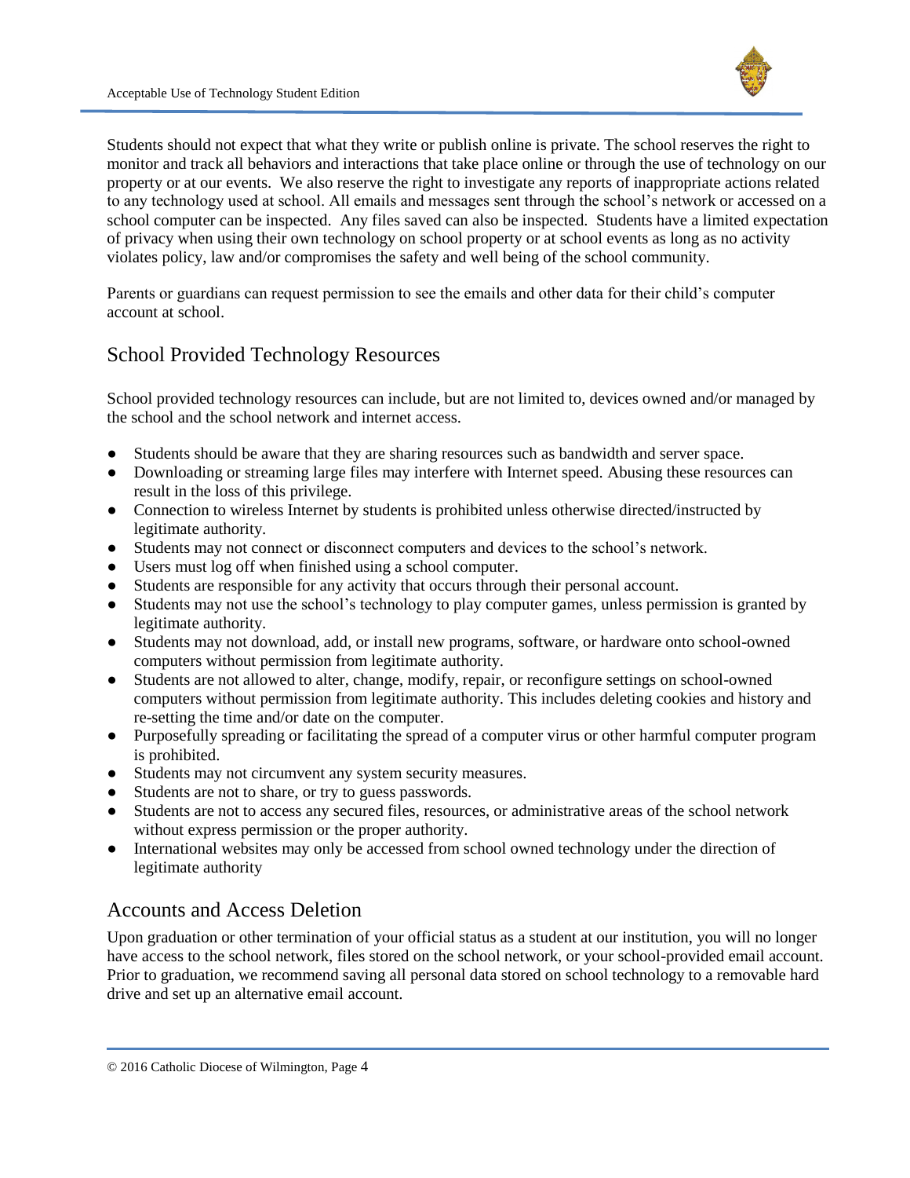Students should not expect that what they write or publish online is private. The school reserves the right to monitor and track all behaviors and interactions that take place online or through the use of technology on our property or at our events. We also reserve the right to investigate any reports of inappropriate actions related to any technology used at school. All emails and messages sent through the school's network or accessed on a school computer can be inspected. Any files saved can also be inspected. Students have a limited expectation of privacy when using their own technology on school property or at school events as long as no activity violates policy, law and/or compromises the safety and well being of the school community.

Parents or guardians can request permission to see the emails and other data for their child's computer account at school.

## School Provided Technology Resources

School provided technology resources can include, but are not limited to, devices owned and/or managed by the school and the school network and internet access.

- Students should be aware that they are sharing resources such as bandwidth and server space.
- Downloading or streaming large files may interfere with Internet speed. Abusing these resources can result in the loss of this privilege.
- Connection to wireless Internet by students is prohibited unless otherwise directed/instructed by legitimate authority.
- Students may not connect or disconnect computers and devices to the school's network.
- Users must log off when finished using a school computer.
- Students are responsible for any activity that occurs through their personal account.
- Students may not use the school's technology to play computer games, unless permission is granted by legitimate authority.
- Students may not download, add, or install new programs, software, or hardware onto school-owned computers without permission from legitimate authority.
- Students are not allowed to alter, change, modify, repair, or reconfigure settings on school-owned computers without permission from legitimate authority. This includes deleting cookies and history and re-setting the time and/or date on the computer.
- Purposefully spreading or facilitating the spread of a computer virus or other harmful computer program is prohibited.
- Students may not circumvent any system security measures.
- Students are not to share, or try to guess passwords.
- Students are not to access any secured files, resources, or administrative areas of the school network without express permission or the proper authority.
- International websites may only be accessed from school owned technology under the direction of legitimate authority

## Accounts and Access Deletion

Upon graduation or other termination of your official status as a student at our institution, you will no longer have access to the school network, files stored on the school network, or your school-provided email account. Prior to graduation, we recommend saving all personal data stored on school technology to a removable hard drive and set up an alternative email account.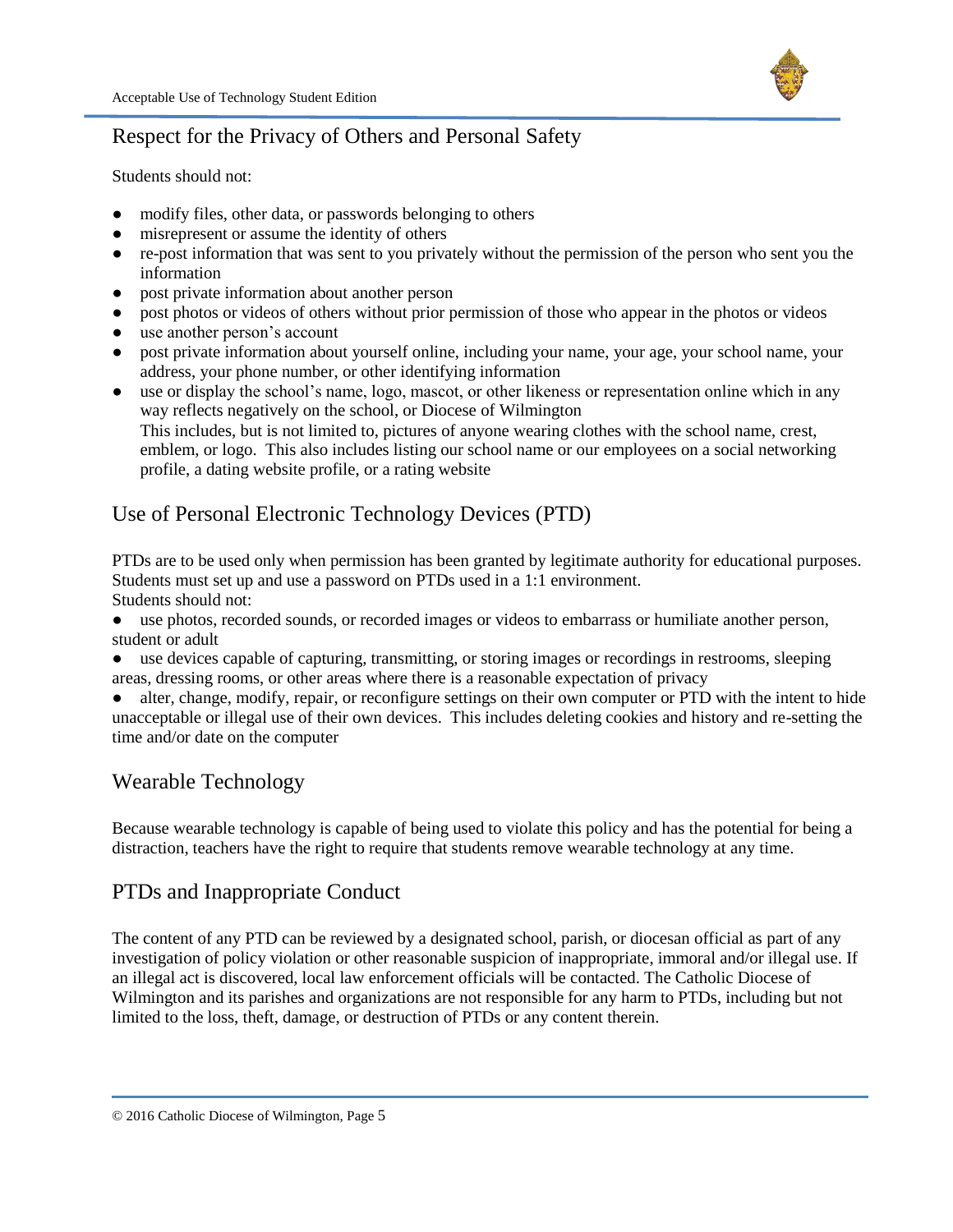## Respect for the Privacy of Others and Personal Safety

Students should not:

- modify files, other data, or passwords belonging to others
- misrepresent or assume the identity of others
- re-post information that was sent to you privately without the permission of the person who sent you the information
- post private information about another person
- post photos or videos of others without prior permission of those who appear in the photos or videos
- use another person's account
- post private information about yourself online, including your name, your age, your school name, your address, your phone number, or other identifying information
- use or display the school's name, logo, mascot, or other likeness or representation online which in any way reflects negatively on the school, or Diocese of Wilmington
  This includes, but is not limited to, pictures of anyone wearing clothes with the school name, crest, emblem, or logo. This also includes listing our school name or our employees on a social networking profile, a dating website profile, or a rating website

## Use of Personal Electronic Technology Devices (PTD)

PTDs are to be used only when permission has been granted by legitimate authority for educational purposes. Students must set up and use a password on PTDs used in a 1:1 environment.
Students should not:

- use photos, recorded sounds, or recorded images or videos to embarrass or humiliate another person, student or adult
- use devices capable of capturing, transmitting, or storing images or recordings in restrooms, sleeping areas, dressing rooms, or other areas where there is a reasonable expectation of privacy
- alter, change, modify, repair, or reconfigure settings on their own computer or PTD with the intent to hide unacceptable or illegal use of their own devices. This includes deleting cookies and history and re-setting the time and/or date on the computer

## Wearable Technology

Because wearable technology is capable of being used to violate this policy and has the potential for being a distraction, teachers have the right to require that students remove wearable technology at any time.

## PTDs and Inappropriate Conduct

The content of any PTD can be reviewed by a designated school, parish, or diocesan official as part of any investigation of policy violation or other reasonable suspicion of inappropriate, immoral and/or illegal use. If an illegal act is discovered, local law enforcement officials will be contacted. The Catholic Diocese of Wilmington and its parishes and organizations are not responsible for any harm to PTDs, including but not limited to the loss, theft, damage, or destruction of PTDs or any content therein.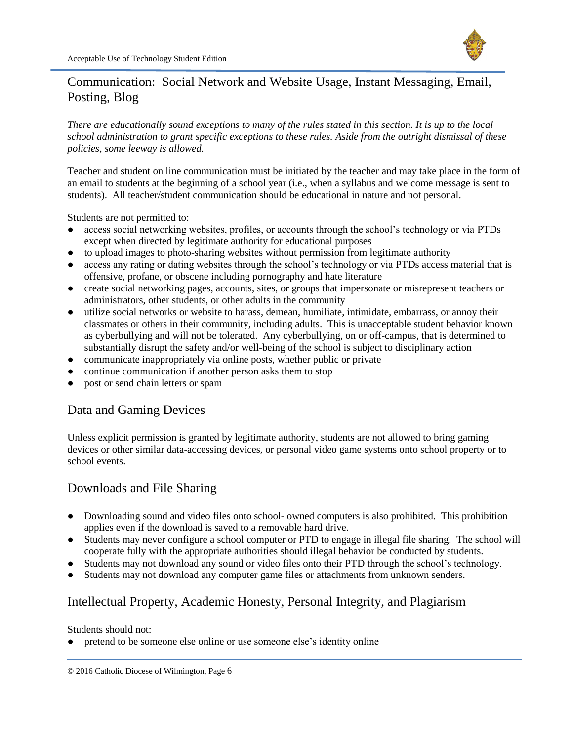## Communication: Social Network and Website Usage, Instant Messaging, Email, Posting, Blog

*There are educationally sound exceptions to many of the rules stated in this section. It is up to the local school administration to grant specific exceptions to these rules. Aside from the outright dismissal of these policies, some leeway is allowed.*

Teacher and student on line communication must be initiated by the teacher and may take place in the form of an email to students at the beginning of a school year (i.e., when a syllabus and welcome message is sent to students). All teacher/student communication should be educational in nature and not personal.

Students are not permitted to:

- access social networking websites, profiles, or accounts through the school's technology or via PTDs except when directed by legitimate authority for educational purposes
- to upload images to photo-sharing websites without permission from legitimate authority
- access any rating or dating websites through the school's technology or via PTDs access material that is offensive, profane, or obscene including pornography and hate literature
- create social networking pages, accounts, sites, or groups that impersonate or misrepresent teachers or administrators, other students, or other adults in the community
- utilize social networks or website to harass, demean, humiliate, intimidate, embarrass, or annoy their classmates or others in their community, including adults. This is unacceptable student behavior known as cyberbullying and will not be tolerated. Any cyberbullying, on or off-campus, that is determined to substantially disrupt the safety and/or well-being of the school is subject to disciplinary action
- communicate inappropriately via online posts, whether public or private
- continue communication if another person asks them to stop
- post or send chain letters or spam

## Data and Gaming Devices

Unless explicit permission is granted by legitimate authority, students are not allowed to bring gaming devices or other similar data-accessing devices, or personal video game systems onto school property or to school events.

## Downloads and File Sharing

- Downloading sound and video files onto school- owned computers is also prohibited. This prohibition applies even if the download is saved to a removable hard drive.
- Students may never configure a school computer or PTD to engage in illegal file sharing. The school will cooperate fully with the appropriate authorities should illegal behavior be conducted by students.
- Students may not download any sound or video files onto their PTD through the school's technology.
- Students may not download any computer game files or attachments from unknown senders.

## Intellectual Property, Academic Honesty, Personal Integrity, and Plagiarism

Students should not:

- pretend to be someone else online or use someone else's identity online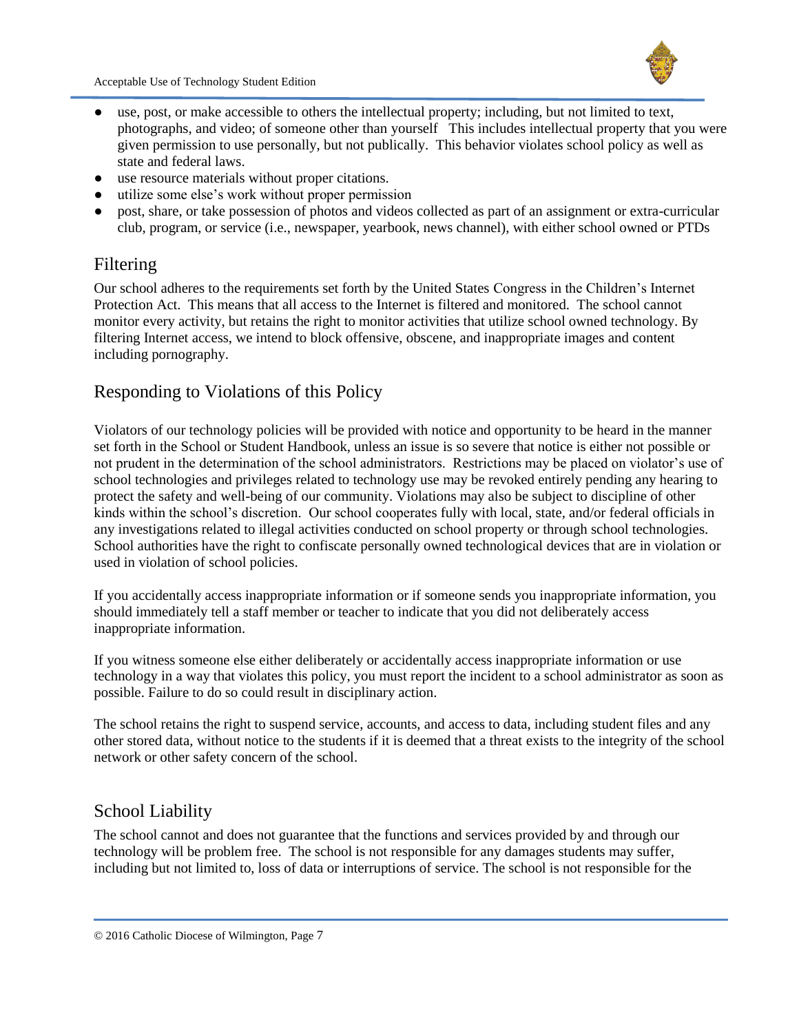- use, post, or make accessible to others the intellectual property; including, but not limited to text, photographs, and video; of someone other than yourself This includes intellectual property that you were given permission to use personally, but not publically. This behavior violates school policy as well as state and federal laws.
- use resource materials without proper citations.
- utilize some else's work without proper permission
- post, share, or take possession of photos and videos collected as part of an assignment or extra-curricular club, program, or service (i.e., newspaper, yearbook, news channel), with either school owned or PTDs

## Filtering

Our school adheres to the requirements set forth by the United States Congress in the Children's Internet Protection Act. This means that all access to the Internet is filtered and monitored. The school cannot monitor every activity, but retains the right to monitor activities that utilize school owned technology. By filtering Internet access, we intend to block offensive, obscene, and inappropriate images and content including pornography.

## Responding to Violations of this Policy

Violators of our technology policies will be provided with notice and opportunity to be heard in the manner set forth in the School or Student Handbook, unless an issue is so severe that notice is either not possible or not prudent in the determination of the school administrators. Restrictions may be placed on violator's use of school technologies and privileges related to technology use may be revoked entirely pending any hearing to protect the safety and well-being of our community. Violations may also be subject to discipline of other kinds within the school's discretion. Our school cooperates fully with local, state, and/or federal officials in any investigations related to illegal activities conducted on school property or through school technologies. School authorities have the right to confiscate personally owned technological devices that are in violation or used in violation of school policies.

If you accidentally access inappropriate information or if someone sends you inappropriate information, you should immediately tell a staff member or teacher to indicate that you did not deliberately access inappropriate information.

If you witness someone else either deliberately or accidentally access inappropriate information or use technology in a way that violates this policy, you must report the incident to a school administrator as soon as possible. Failure to do so could result in disciplinary action.

The school retains the right to suspend service, accounts, and access to data, including student files and any other stored data, without notice to the students if it is deemed that a threat exists to the integrity of the school network or other safety concern of the school.

## School Liability

The school cannot and does not guarantee that the functions and services provided by and through our technology will be problem free. The school is not responsible for any damages students may suffer, including but not limited to, loss of data or interruptions of service. The school is not responsible for the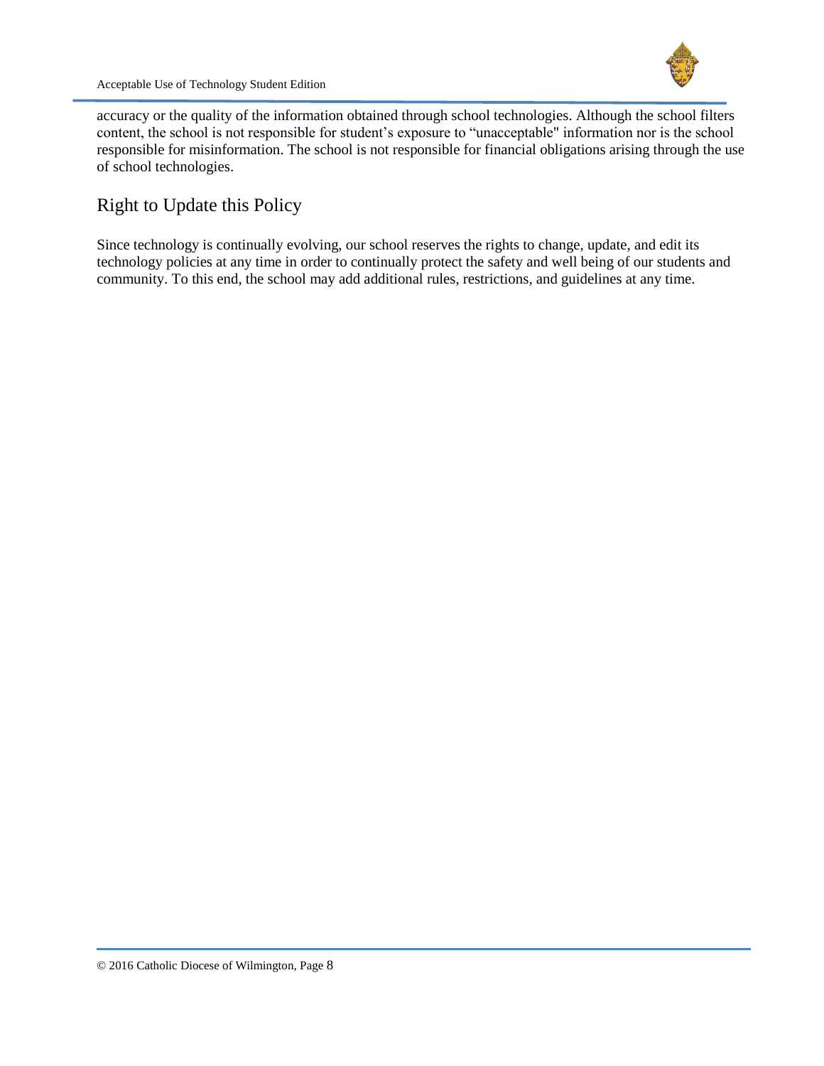accuracy or the quality of the information obtained through school technologies. Although the school filters content, the school is not responsible for student's exposure to "unacceptable" information nor is the school responsible for misinformation. The school is not responsible for financial obligations arising through the use of school technologies.

## Right to Update this Policy

Since technology is continually evolving, our school reserves the rights to change, update, and edit its technology policies at any time in order to continually protect the safety and well being of our students and community. To this end, the school may add additional rules, restrictions, and guidelines at any time.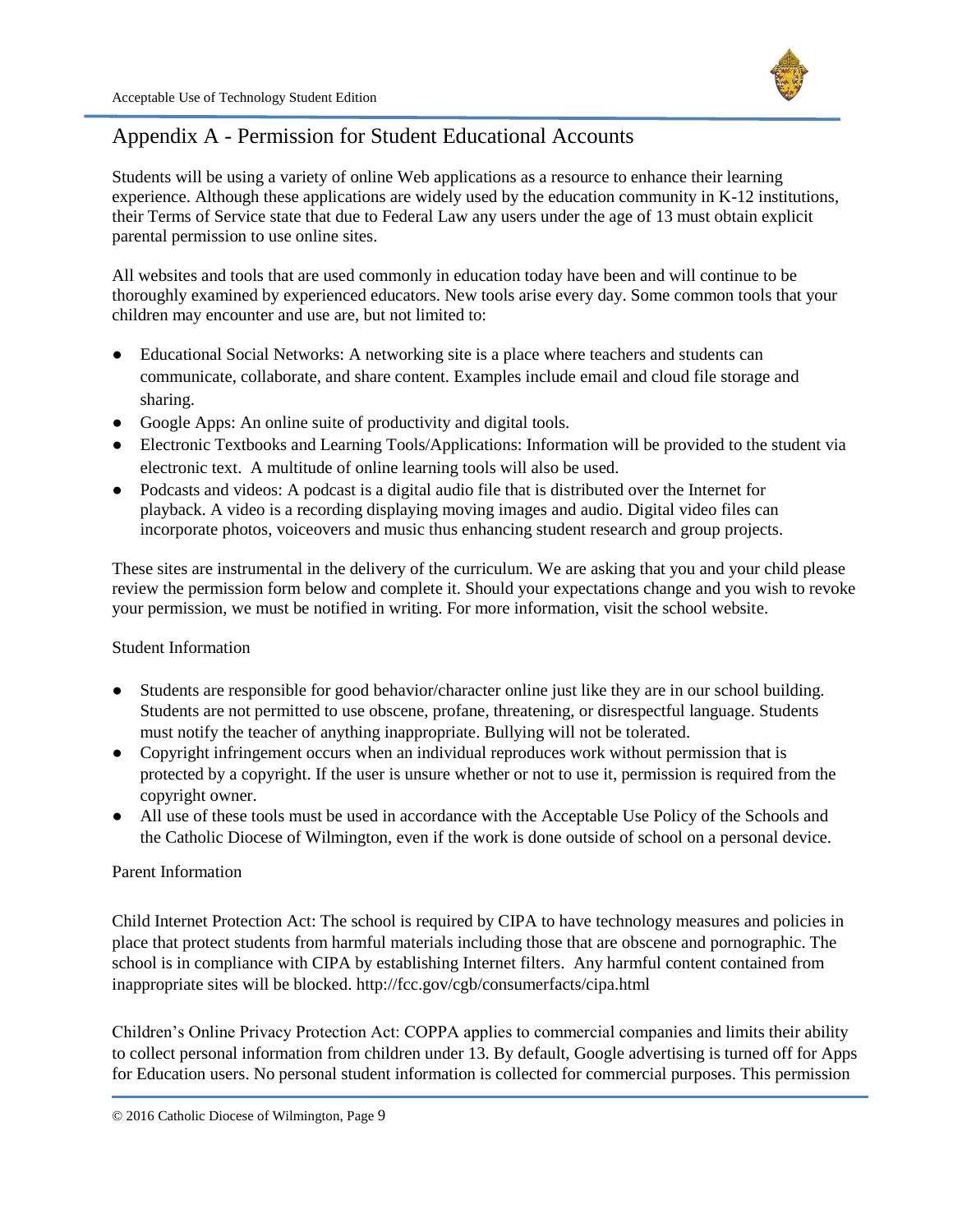## Appendix A - Permission for Student Educational Accounts

Students will be using a variety of online Web applications as a resource to enhance their learning experience. Although these applications are widely used by the education community in K-12 institutions, their Terms of Service state that due to Federal Law any users under the age of 13 must obtain explicit parental permission to use online sites.

All websites and tools that are used commonly in education today have been and will continue to be thoroughly examined by experienced educators. New tools arise every day. Some common tools that your children may encounter and use are, but not limited to:

- Educational Social Networks: A networking site is a place where teachers and students can communicate, collaborate, and share content. Examples include email and cloud file storage and sharing.
- Google Apps: An online suite of productivity and digital tools.
- Electronic Textbooks and Learning Tools/Applications: Information will be provided to the student via electronic text. A multitude of online learning tools will also be used.
- Podcasts and videos: A podcast is a digital audio file that is distributed over the Internet for playback. A video is a recording displaying moving images and audio. Digital video files can incorporate photos, voiceovers and music thus enhancing student research and group projects.

These sites are instrumental in the delivery of the curriculum. We are asking that you and your child please review the permission form below and complete it. Should your expectations change and you wish to revoke your permission, we must be notified in writing. For more information, visit the school website.

Student Information

- Students are responsible for good behavior/character online just like they are in our school building. Students are not permitted to use obscene, profane, threatening, or disrespectful language. Students must notify the teacher of anything inappropriate. Bullying will not be tolerated.
- Copyright infringement occurs when an individual reproduces work without permission that is protected by a copyright. If the user is unsure whether or not to use it, permission is required from the copyright owner.
- All use of these tools must be used in accordance with the Acceptable Use Policy of the Schools and the Catholic Diocese of Wilmington, even if the work is done outside of school on a personal device.

Parent Information

Child Internet Protection Act: The school is required by CIPA to have technology measures and policies in place that protect students from harmful materials including those that are obscene and pornographic. The school is in compliance with CIPA by establishing Internet filters. Any harmful content contained from inappropriate sites will be blocked. http://fcc.gov/cgb/consumerfacts/cipa.html

Children's Online Privacy Protection Act: COPPA applies to commercial companies and limits their ability to collect personal information from children under 13. By default, Google advertising is turned off for Apps for Education users. No personal student information is collected for commercial purposes. This permission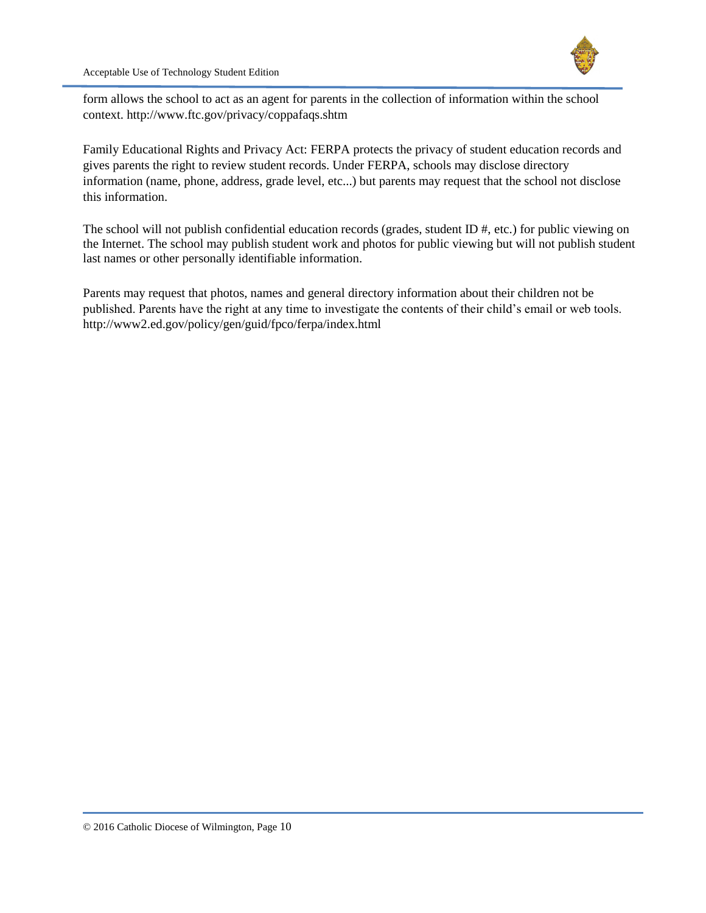form allows the school to act as an agent for parents in the collection of information within the school context. http://www.ftc.gov/privacy/coppafaqs.shtm

Family Educational Rights and Privacy Act: FERPA protects the privacy of student education records and gives parents the right to review student records. Under FERPA, schools may disclose directory information (name, phone, address, grade level, etc...) but parents may request that the school not disclose this information.

The school will not publish confidential education records (grades, student ID #, etc.) for public viewing on the Internet. The school may publish student work and photos for public viewing but will not publish student last names or other personally identifiable information.

Parents may request that photos, names and general directory information about their children not be published. Parents have the right at any time to investigate the contents of their child's email or web tools. http://www2.ed.gov/policy/gen/guid/fpco/ferpa/index.html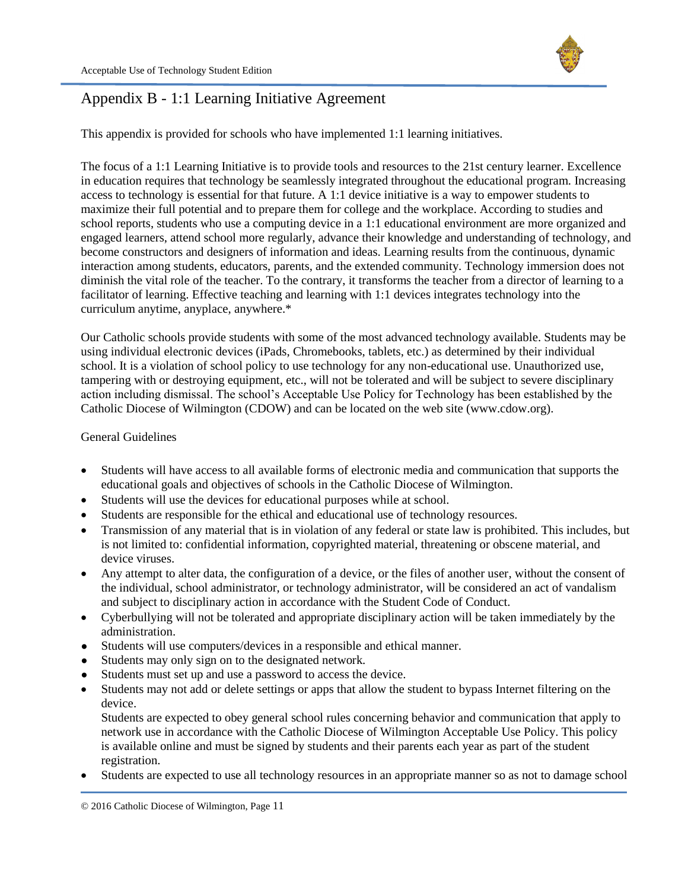# Appendix B - 1:1 Learning Initiative Agreement

This appendix is provided for schools who have implemented 1:1 learning initiatives.

The focus of a 1:1 Learning Initiative is to provide tools and resources to the 21st century learner. Excellence in education requires that technology be seamlessly integrated throughout the educational program. Increasing access to technology is essential for that future. A 1:1 device initiative is a way to empower students to maximize their full potential and to prepare them for college and the workplace. According to studies and school reports, students who use a computing device in a 1:1 educational environment are more organized and engaged learners, attend school more regularly, advance their knowledge and understanding of technology, and become constructors and designers of information and ideas. Learning results from the continuous, dynamic interaction among students, educators, parents, and the extended community. Technology immersion does not diminish the vital role of the teacher. To the contrary, it transforms the teacher from a director of learning to a facilitator of learning. Effective teaching and learning with 1:1 devices integrates technology into the curriculum anytime, anyplace, anywhere.*

Our Catholic schools provide students with some of the most advanced technology available. Students may be using individual electronic devices (iPads, Chromebooks, tablets, etc.) as determined by their individual school. It is a violation of school policy to use technology for any non-educational use. Unauthorized use, tampering with or destroying equipment, etc., will not be tolerated and will be subject to severe disciplinary action including dismissal. The school's Acceptable Use Policy for Technology has been established by the Catholic Diocese of Wilmington (CDOW) and can be located on the web site (www.cdow.org).

General Guidelines

- Students will have access to all available forms of electronic media and communication that supports the educational goals and objectives of schools in the Catholic Diocese of Wilmington.
- Students will use the devices for educational purposes while at school.
- Students are responsible for the ethical and educational use of technology resources.
- Transmission of any material that is in violation of any federal or state law is prohibited. This includes, but is not limited to: confidential information, copyrighted material, threatening or obscene material, and device viruses.
- Any attempt to alter data, the configuration of a device, or the files of another user, without the consent of the individual, school administrator, or technology administrator, will be considered an act of vandalism and subject to disciplinary action in accordance with the Student Code of Conduct.
- Cyberbullying will not be tolerated and appropriate disciplinary action will be taken immediately by the administration.
- Students will use computers/devices in a responsible and ethical manner.
- Students may only sign on to the designated network.
- Students must set up and use a password to access the device.
- Students may not add or delete settings or apps that allow the student to bypass Internet filtering on the device.

  Students are expected to obey general school rules concerning behavior and communication that apply to network use in accordance with the Catholic Diocese of Wilmington Acceptable Use Policy. This policy is available online and must be signed by students and their parents each year as part of the student registration.
- Students are expected to use all technology resources in an appropriate manner so as not to damage school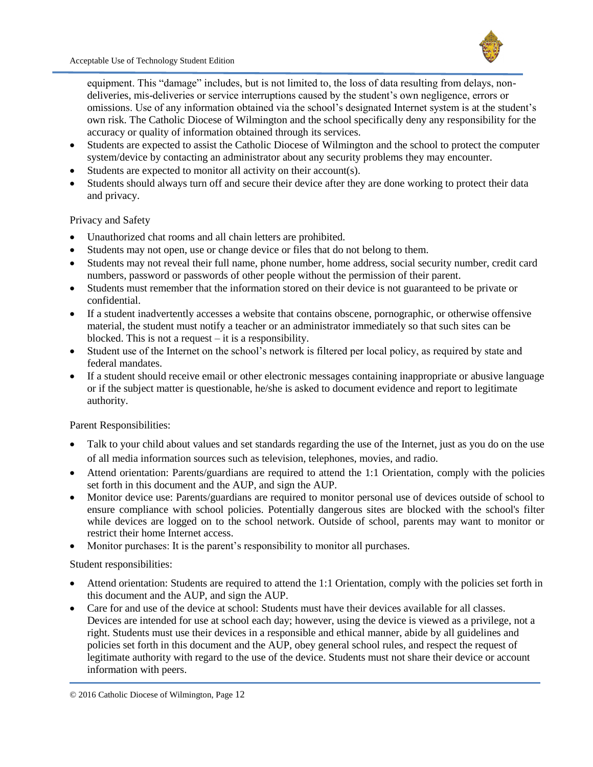equipment. This "damage" includes, but is not limited to, the loss of data resulting from delays, non-deliveries, mis-deliveries or service interruptions caused by the student's own negligence, errors or omissions. Use of any information obtained via the school's designated Internet system is at the student's own risk. The Catholic Diocese of Wilmington and the school specifically deny any responsibility for the accuracy or quality of information obtained through its services.

- Students are expected to assist the Catholic Diocese of Wilmington and the school to protect the computer system/device by contacting an administrator about any security problems they may encounter.
- Students are expected to monitor all activity on their account(s).
- Students should always turn off and secure their device after they are done working to protect their data and privacy.

Privacy and Safety

- Unauthorized chat rooms and all chain letters are prohibited.
- Students may not open, use or change device or files that do not belong to them.
- Students may not reveal their full name, phone number, home address, social security number, credit card numbers, password or passwords of other people without the permission of their parent.
- Students must remember that the information stored on their device is not guaranteed to be private or confidential.
- If a student inadvertently accesses a website that contains obscene, pornographic, or otherwise offensive material, the student must notify a teacher or an administrator immediately so that such sites can be blocked. This is not a request – it is a responsibility.
- Student use of the Internet on the school's network is filtered per local policy, as required by state and federal mandates.
- If a student should receive email or other electronic messages containing inappropriate or abusive language or if the subject matter is questionable, he/she is asked to document evidence and report to legitimate authority.

Parent Responsibilities:

- Talk to your child about values and set standards regarding the use of the Internet, just as you do on the use of all media information sources such as television, telephones, movies, and radio.
- Attend orientation: Parents/guardians are required to attend the 1:1 Orientation, comply with the policies set forth in this document and the AUP, and sign the AUP.
- Monitor device use: Parents/guardians are required to monitor personal use of devices outside of school to ensure compliance with school policies. Potentially dangerous sites are blocked with the school's filter while devices are logged on to the school network. Outside of school, parents may want to monitor or restrict their home Internet access.
- Monitor purchases: It is the parent's responsibility to monitor all purchases.

Student responsibilities:

- Attend orientation: Students are required to attend the 1:1 Orientation, comply with the policies set forth in this document and the AUP, and sign the AUP.
- Care for and use of the device at school: Students must have their devices available for all classes. Devices are intended for use at school each day; however, using the device is viewed as a privilege, not a right. Students must use their devices in a responsible and ethical manner, abide by all guidelines and policies set forth in this document and the AUP, obey general school rules, and respect the request of legitimate authority with regard to the use of the device. Students must not share their device or account information with peers.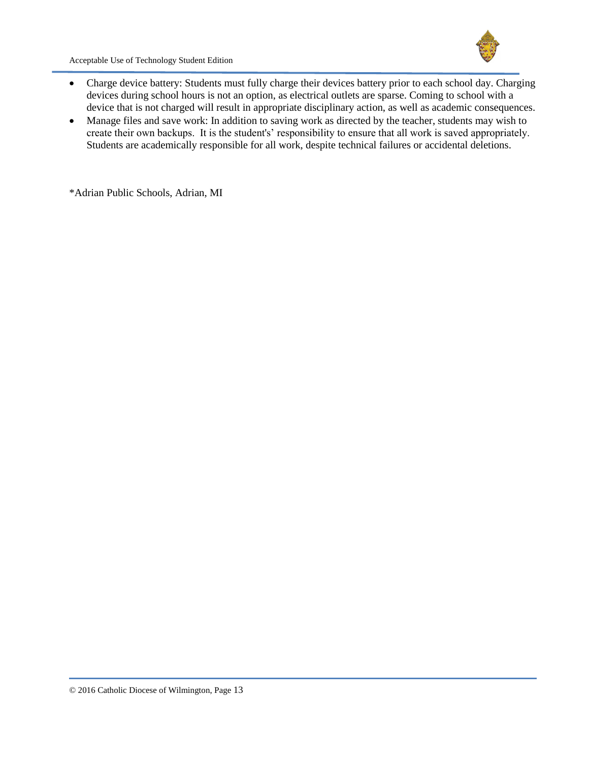- Charge device battery: Students must fully charge their devices battery prior to each school day. Charging devices during school hours is not an option, as electrical outlets are sparse. Coming to school with a device that is not charged will result in appropriate disciplinary action, as well as academic consequences.
- Manage files and save work: In addition to saving work as directed by the teacher, students may wish to create their own backups. It is the student's' responsibility to ensure that all work is saved appropriately. Students are academically responsible for all work, despite technical failures or accidental deletions.

*Adrian Public Schools, Adrian, MI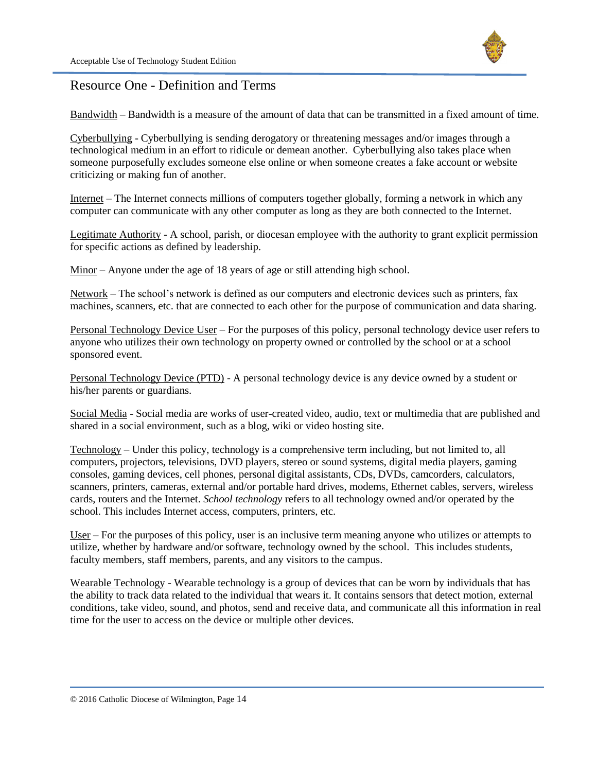## Resource One - Definition and Terms

Bandwidth – Bandwidth is a measure of the amount of data that can be transmitted in a fixed amount of time.

Cyberbullying - Cyberbullying is sending derogatory or threatening messages and/or images through a technological medium in an effort to ridicule or demean another. Cyberbullying also takes place when someone purposefully excludes someone else online or when someone creates a fake account or website criticizing or making fun of another.

Internet – The Internet connects millions of computers together globally, forming a network in which any computer can communicate with any other computer as long as they are both connected to the Internet.

Legitimate Authority - A school, parish, or diocesan employee with the authority to grant explicit permission for specific actions as defined by leadership.

Minor – Anyone under the age of 18 years of age or still attending high school.

Network – The school's network is defined as our computers and electronic devices such as printers, fax machines, scanners, etc. that are connected to each other for the purpose of communication and data sharing.

Personal Technology Device User – For the purposes of this policy, personal technology device user refers to anyone who utilizes their own technology on property owned or controlled by the school or at a school sponsored event.

Personal Technology Device (PTD) - A personal technology device is any device owned by a student or his/her parents or guardians.

Social Media - Social media are works of user-created video, audio, text or multimedia that are published and shared in a social environment, such as a blog, wiki or video hosting site.

Technology – Under this policy, technology is a comprehensive term including, but not limited to, all computers, projectors, televisions, DVD players, stereo or sound systems, digital media players, gaming consoles, gaming devices, cell phones, personal digital assistants, CDs, DVDs, camcorders, calculators, scanners, printers, cameras, external and/or portable hard drives, modems, Ethernet cables, servers, wireless cards, routers and the Internet. *School technology* refers to all technology owned and/or operated by the school. This includes Internet access, computers, printers, etc.

User – For the purposes of this policy, user is an inclusive term meaning anyone who utilizes or attempts to utilize, whether by hardware and/or software, technology owned by the school. This includes students, faculty members, staff members, parents, and any visitors to the campus.

Wearable Technology - Wearable technology is a group of devices that can be worn by individuals that has the ability to track data related to the individual that wears it. It contains sensors that detect motion, external conditions, take video, sound, and photos, send and receive data, and communicate all this information in real time for the user to access on the device or multiple other devices.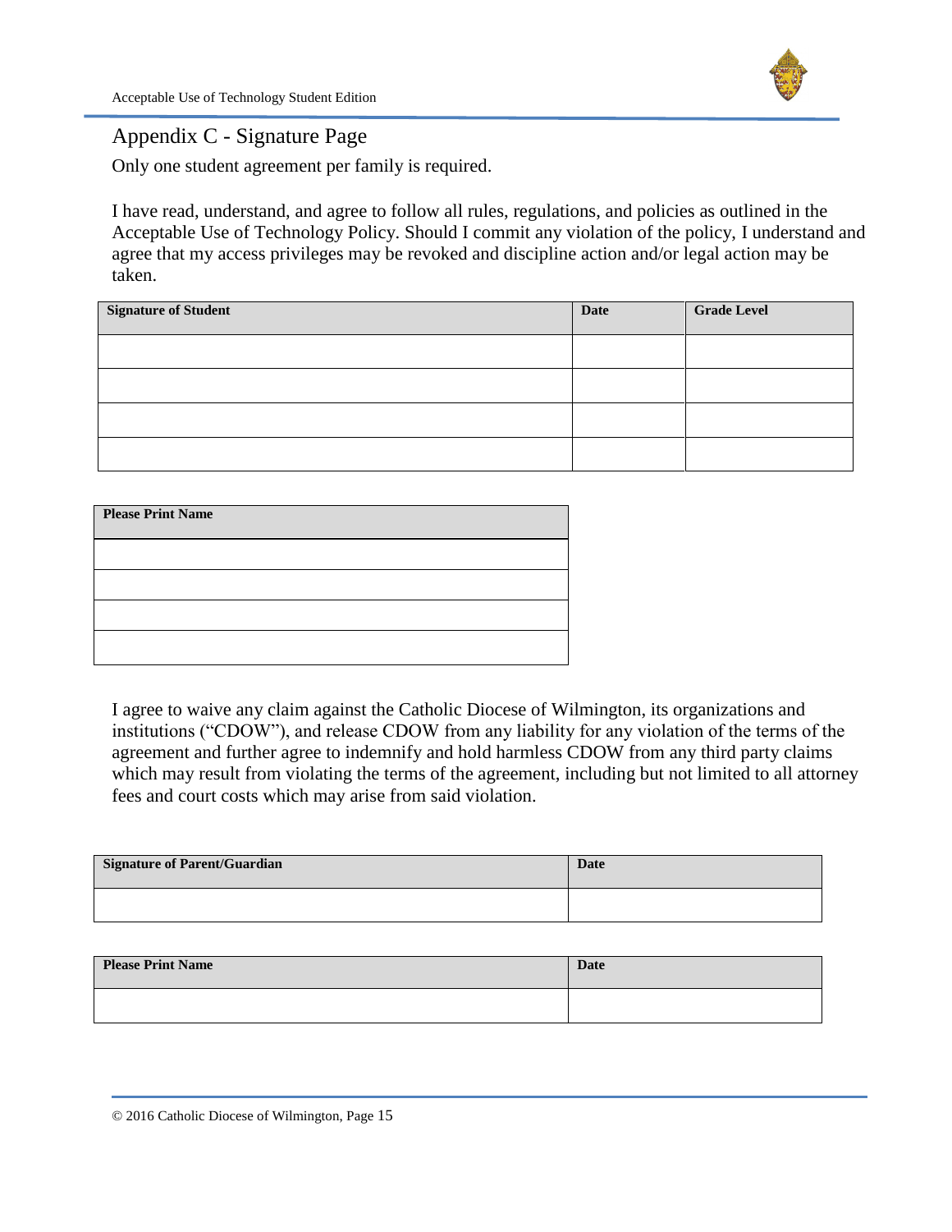## Appendix C - Signature Page

Only one student agreement per family is required.

I have read, understand, and agree to follow all rules, regulations, and policies as outlined in the Acceptable Use of Technology Policy. Should I commit any violation of the policy, I understand and agree that my access privileges may be revoked and discipline action and/or legal action may be taken.

| Signature of Student | Date | Grade Level |
|---|---|---|
| | | |
| | | |
| | | |
| | | |

| Please Print Name |
|---|
| |
| |
| |
| |

I agree to waive any claim against the Catholic Diocese of Wilmington, its organizations and institutions (“CDOW”), and release CDOW from any liability for any violation of the terms of the agreement and further agree to indemnify and hold harmless CDOW from any third party claims which may result from violating the terms of the agreement, including but not limited to all attorney fees and court costs which may arise from said violation.

| Signature of Parent/Guardian | Date |
|---|---|
| | |

| Please Print Name | Date |
|---|---|
| | |